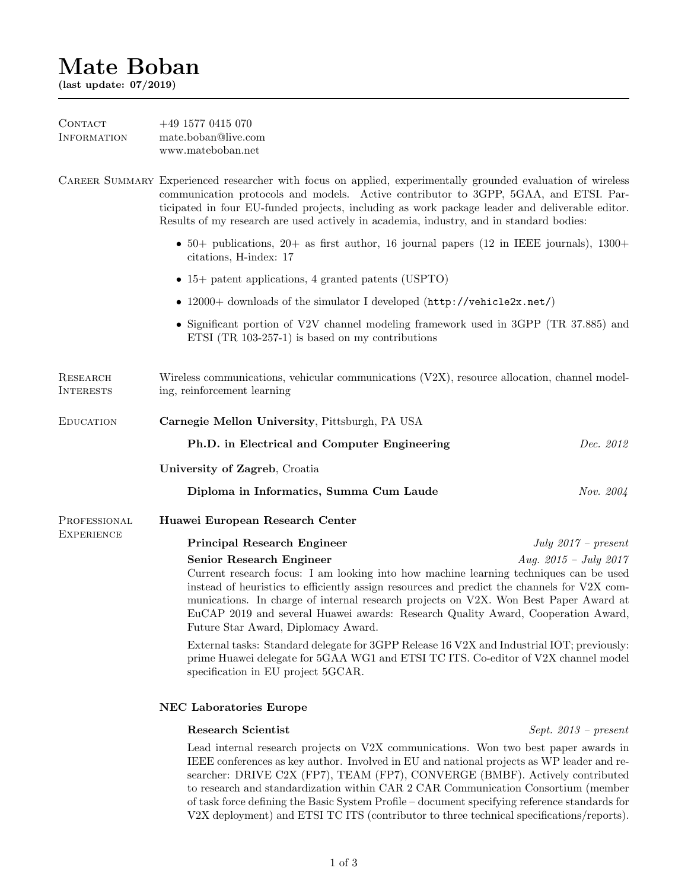# Mate Boban

**(last update: 07/2019)**

---

## Contact Information

+49 1577 0415 070
mate.boban@live.com
www.mateboban.net

## Career Summary

Experienced researcher with focus on applied, experimentally grounded evaluation of wireless communication protocols and models. Active contributor to 3GPP, 5GAA, and ETSI. Participated in four EU-funded projects, including as work package leader and deliverable editor. Results of my research are used actively in academia, industry, and in standard bodies:

- 50+ publications, 20+ as first author, 16 journal papers (12 in IEEE journals), 1300+ citations, H-index: 17
- 15+ patent applications, 4 granted patents (USPTO)
- 12000+ downloads of the simulator I developed (`http://vehicle2x.net/`)
- Significant portion of V2V channel modeling framework used in 3GPP (TR 37.885) and ETSI (TR 103-257-1) is based on my contributions

## Research Interests

Wireless communications, vehicular communications (V2X), resource allocation, channel modeling, reinforcement learning

## Education

**Carnegie Mellon University**, Pittsburgh, PA USA

**Ph.D. in Electrical and Computer Engineering** — *Dec. 2012*

**University of Zagreb**, Croatia

**Diploma in Informatics, Summa Cum Laude** — *Nov. 2004*

## Professional Experience

**Huawei European Research Center**

**Principal Research Engineer** — *July 2017 – present*

**Senior Research Engineer** — *Aug. 2015 – July 2017*

Current research focus: I am looking into how machine learning techniques can be used instead of heuristics to efficiently assign resources and predict the channels for V2X communications. In charge of internal research projects on V2X. Won Best Paper Award at EuCAP 2019 and several Huawei awards: Research Quality Award, Cooperation Award, Future Star Award, Diplomacy Award.

External tasks: Standard delegate for 3GPP Release 16 V2X and Industrial IOT; previously: prime Huawei delegate for 5GAA WG1 and ETSI TC ITS. Co-editor of V2X channel model specification in EU project 5GCAR.

**NEC Laboratories Europe**

**Research Scientist** — *Sept. 2013 – present*

Lead internal research projects on V2X communications. Won two best paper awards in IEEE conferences as key author. Involved in EU and national projects as WP leader and researcher: DRIVE C2X (FP7), TEAM (FP7), CONVERGE (BMBF). Actively contributed to research and standardization within CAR 2 CAR Communication Consortium (member of task force defining the Basic System Profile – document specifying reference standards for V2X deployment) and ETSI TC ITS (contributor to three technical specifications/reports).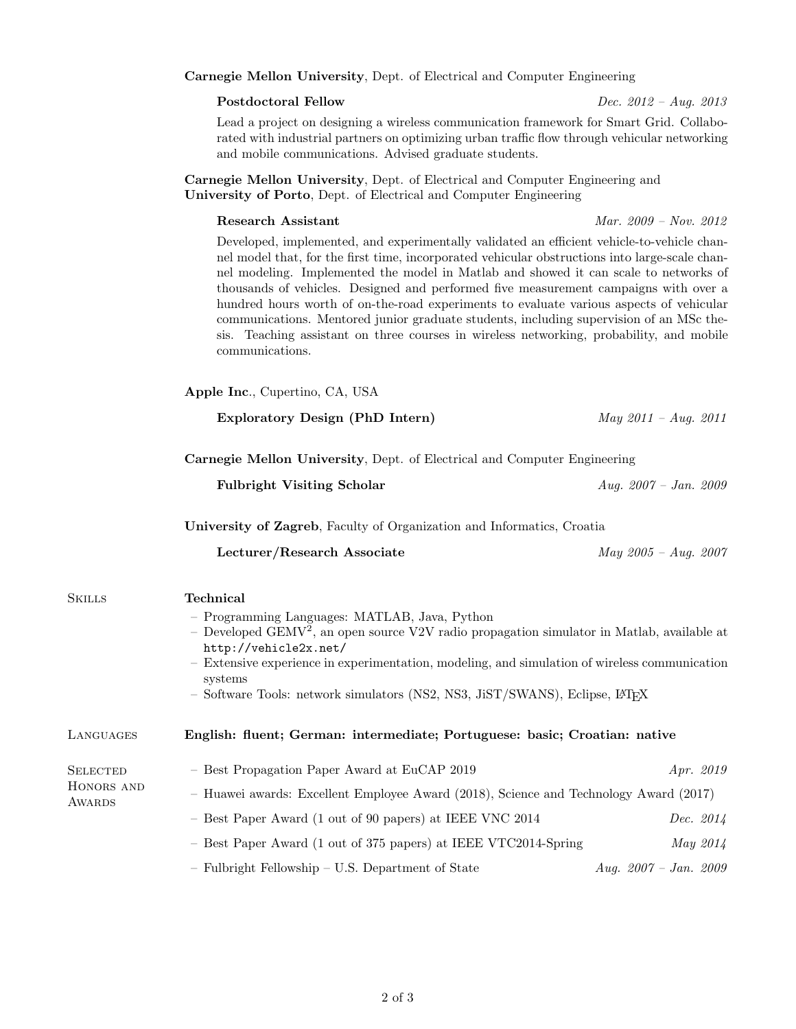**Carnegie Mellon University**, Dept. of Electrical and Computer Engineering

**Postdoctoral Fellow** *Dec. 2012 – Aug. 2013*

Lead a project on designing a wireless communication framework for Smart Grid. Collaborated with industrial partners on optimizing urban traffic flow through vehicular networking and mobile communications. Advised graduate students.

**Carnegie Mellon University**, Dept. of Electrical and Computer Engineering and
**University of Porto**, Dept. of Electrical and Computer Engineering

**Research Assistant** *Mar. 2009 – Nov. 2012*

Developed, implemented, and experimentally validated an efficient vehicle-to-vehicle channel model that, for the first time, incorporated vehicular obstructions into large-scale channel modeling. Implemented the model in Matlab and showed it can scale to networks of thousands of vehicles. Designed and performed five measurement campaigns with over a hundred hours worth of on-the-road experiments to evaluate various aspects of vehicular communications. Mentored junior graduate students, including supervision of an MSc thesis. Teaching assistant on three courses in wireless networking, probability, and mobile communications.

**Apple Inc.**, Cupertino, CA, USA

**Exploratory Design (PhD Intern)** *May 2011 – Aug. 2011*

**Carnegie Mellon University**, Dept. of Electrical and Computer Engineering

**Fulbright Visiting Scholar** *Aug. 2007 – Jan. 2009*

**University of Zagreb**, Faculty of Organization and Informatics, Croatia

**Lecturer/Research Associate** *May 2005 – Aug. 2007*

## Skills

**Technical**

- Programming Languages: MATLAB, Java, Python
- Developed GEMV$^2$, an open source V2V radio propagation simulator in Matlab, available at `http://vehicle2x.net/`
- Extensive experience in experimentation, modeling, and simulation of wireless communication systems
- Software Tools: network simulators (NS2, NS3, JiST/SWANS), Eclipse, LaTeX

## Languages

**English: fluent; German: intermediate; Portuguese: basic; Croatian: native**

## Selected Honors and Awards

- Best Propagation Paper Award at EuCAP 2019 *Apr. 2019*
- Huawei awards: Excellent Employee Award (2018), Science and Technology Award (2017)
- Best Paper Award (1 out of 90 papers) at IEEE VNC 2014 *Dec. 2014*
- Best Paper Award (1 out of 375 papers) at IEEE VTC2014-Spring *May 2014*
- Fulbright Fellowship – U.S. Department of State *Aug. 2007 – Jan. 2009*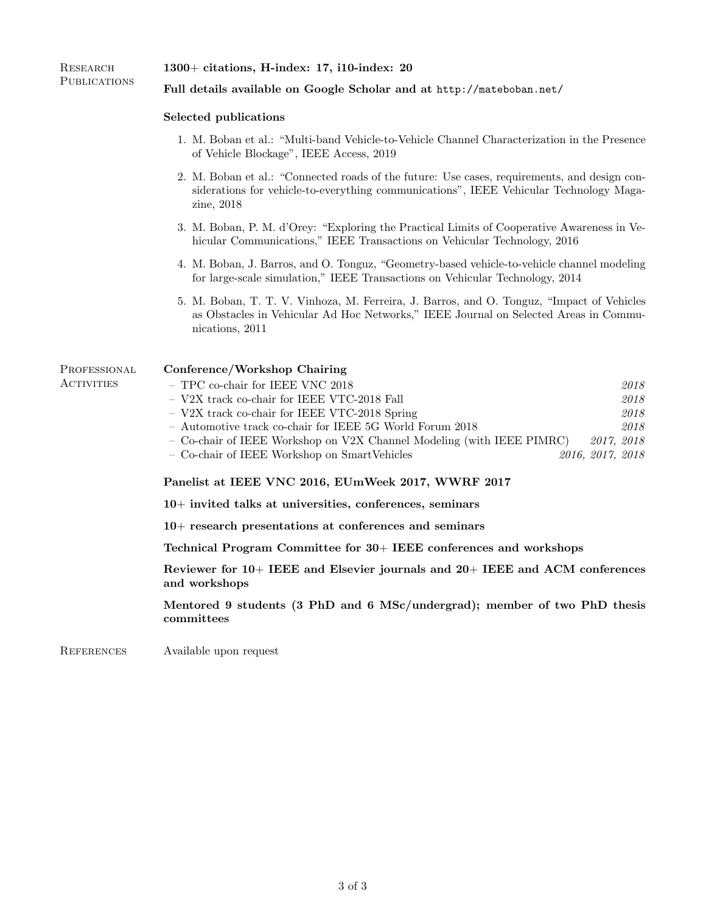## Research Publications

**1300+ citations, H-index: 17, i10-index: 20**

**Full details available on Google Scholar and at** `http://mateboban.net/`

**Selected publications**

1. M. Boban et al.: "Multi-band Vehicle-to-Vehicle Channel Characterization in the Presence of Vehicle Blockage", IEEE Access, 2019
2. M. Boban et al.: "Connected roads of the future: Use cases, requirements, and design considerations for vehicle-to-everything communications", IEEE Vehicular Technology Magazine, 2018
3. M. Boban, P. M. d'Orey: "Exploring the Practical Limits of Cooperative Awareness in Vehicular Communications," IEEE Transactions on Vehicular Technology, 2016
4. M. Boban, J. Barros, and O. Tonguz, "Geometry-based vehicle-to-vehicle channel modeling for large-scale simulation," IEEE Transactions on Vehicular Technology, 2014
5. M. Boban, T. T. V. Vinhoza, M. Ferreira, J. Barros, and O. Tonguz, "Impact of Vehicles as Obstacles in Vehicular Ad Hoc Networks," IEEE Journal on Selected Areas in Communications, 2011

## Professional Activities

**Conference/Workshop Chairing**

- TPC co-chair for IEEE VNC 2018 — *2018*
- V2X track co-chair for IEEE VTC-2018 Fall — *2018*
- V2X track co-chair for IEEE VTC-2018 Spring — *2018*
- Automotive track co-chair for IEEE 5G World Forum 2018 — *2018*
- Co-chair of IEEE Workshop on V2X Channel Modeling (with IEEE PIMRC) — *2017, 2018*
- Co-chair of IEEE Workshop on SmartVehicles — *2016, 2017, 2018*

**Panelist at IEEE VNC 2016, EUmWeek 2017, WWRF 2017**

**10+ invited talks at universities, conferences, seminars**

**10+ research presentations at conferences and seminars**

**Technical Program Committee for 30+ IEEE conferences and workshops**

**Reviewer for 10+ IEEE and Elsevier journals and 20+ IEEE and ACM conferences and workshops**

**Mentored 9 students (3 PhD and 6 MSc/undergrad); member of two PhD thesis committees**

## References

Available upon request